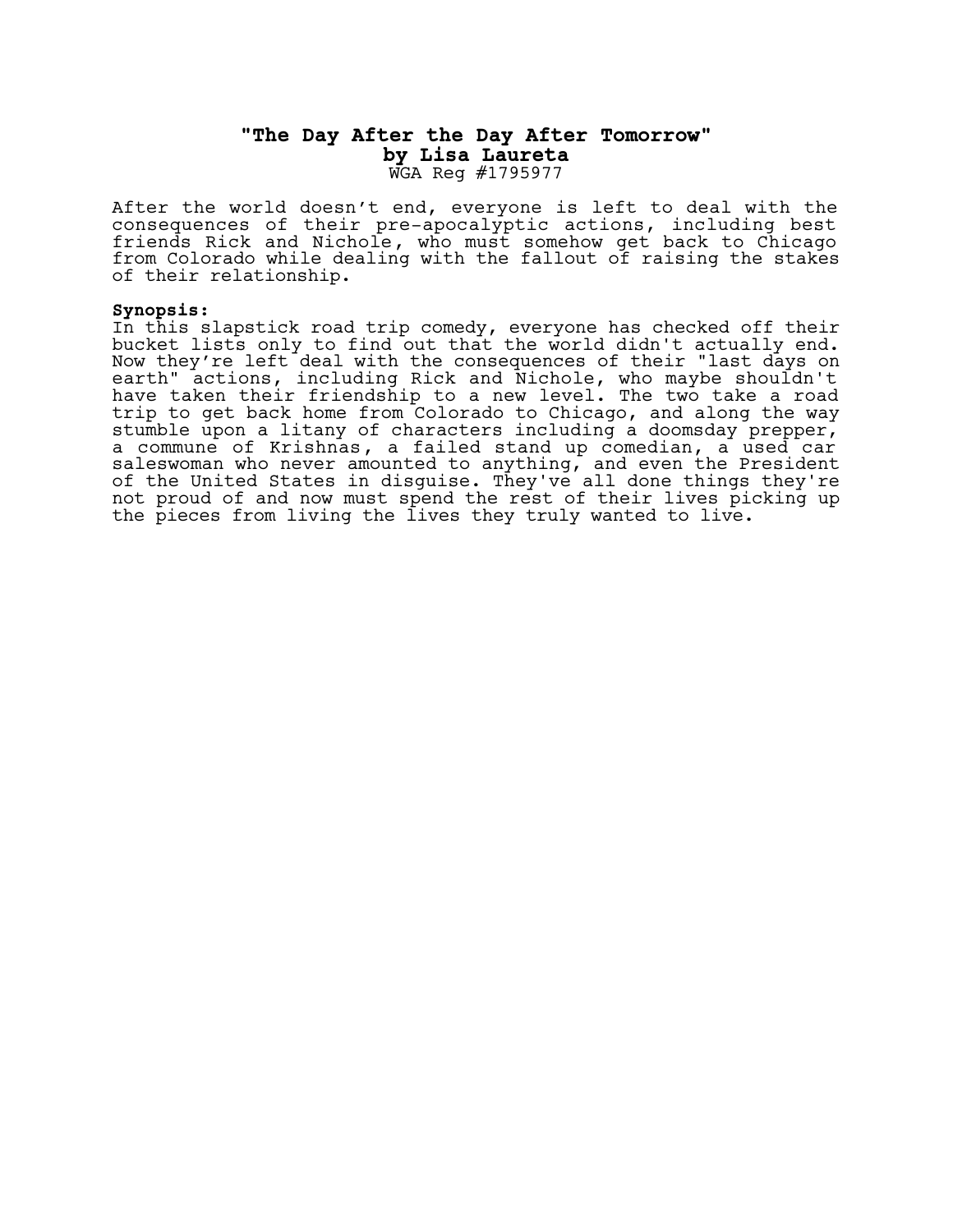# "The Day After the Day After Tomorrow"

**by Lisa Laureta**

WGA Reg #1795977

After the world doesn't end, everyone is left to deal with the consequences of their pre-apocalyptic actions, including best friends Rick and Nichole, who must somehow get back to Chicago from Colorado while dealing with the fallout of raising the stakes of their relationship.

**Synopsis:**

In this slapstick road trip comedy, everyone has checked off their bucket lists only to find out that the world didn't actually end. Now they're left deal with the consequences of their "last days on earth" actions, including Rick and Nichole, who maybe shouldn't have taken their friendship to a new level. The two take a road trip to get back home from Colorado to Chicago, and along the way stumble upon a litany of characters including a doomsday prepper, a commune of Krishnas, a failed stand up comedian, a used car saleswoman who never amounted to anything, and even the President of the United States in disguise. They've all done things they're not proud of and now must spend the rest of their lives picking up the pieces from living the lives they truly wanted to live.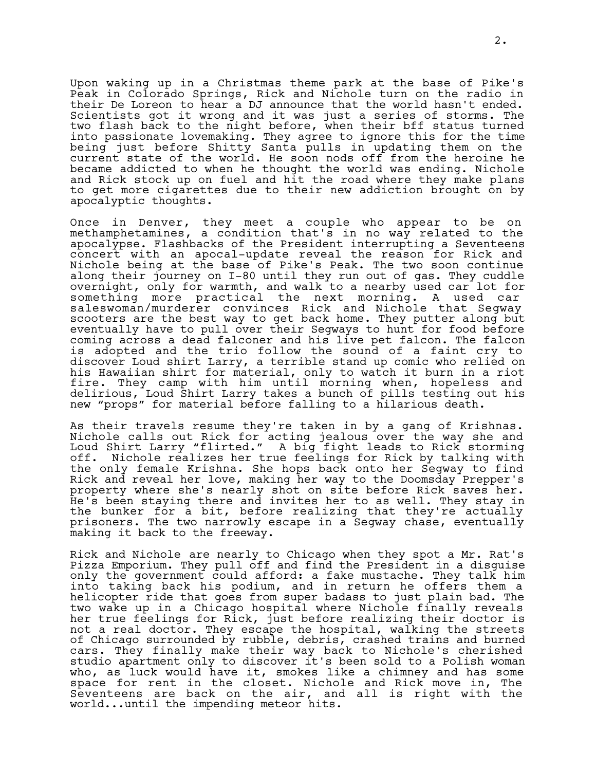Upon waking up in a Christmas theme park at the base of Pike's Peak in Colorado Springs, Rick and Nichole turn on the radio in their De Loreon to hear a DJ announce that the world hasn't ended. Scientists got it wrong and it was just a series of storms. The two flash back to the night before, when their bff status turned into passionate lovemaking. They agree to ignore this for the time being just before Shitty Santa pulls in updating them on the current state of the world. He soon nods off from the heroine he became addicted to when he thought the world was ending. Nichole and Rick stock up on fuel and hit the road where they make plans to get more cigarettes due to their new addiction brought on by apocalyptic thoughts.

Once in Denver, they meet a couple who appear to be on methamphetamines, a condition that's in no way related to the apocalypse. Flashbacks of the President interrupting a Seventeens concert with an apocal-update reveal the reason for Rick and Nichole being at the base of Pike's Peak. The two soon continue along their journey on I-80 until they run out of gas. They cuddle overnight, only for warmth, and walk to a nearby used car lot for something more practical the next morning. A used car saleswoman/murderer convinces Rick and Nichole that Segway scooters are the best way to get back home. They putter along but eventually have to pull over their Segways to hunt for food before coming across a dead falconer and his live pet falcon. The falcon is adopted and the trio follow the sound of a faint cry to discover Loud shirt Larry, a terrible stand up comic who relied on his Hawaiian shirt for material, only to watch it burn in a riot fire. They camp with him until morning when, hopeless and delirious, Loud Shirt Larry takes a bunch of pills testing out his new "props" for material before falling to a hilarious death.

As their travels resume they're taken in by a gang of Krishnas. Nichole calls out Rick for acting jealous over the way she and Loud Shirt Larry "flirted." A big fight leads to Rick storming off. Nichole realizes her true feelings for Rick by talking with the only female Krishna. She hops back onto her Segway to find Rick and reveal her love, making her way to the Doomsday Prepper's property where she's nearly shot on site before Rick saves her. He's been staying there and invites her to as well. They stay in the bunker for a bit, before realizing that they're actually prisoners. The two narrowly escape in a Segway chase, eventually making it back to the freeway.

Rick and Nichole are nearly to Chicago when they spot a Mr. Rat's Pizza Emporium. They pull off and find the President in a disguise only the government could afford: a fake mustache. They talk him into taking back his podium, and in return he offers them a helicopter ride that goes from super badass to just plain bad. The two wake up in a Chicago hospital where Nichole finally reveals her true feelings for Rick, just before realizing their doctor is not a real doctor. They escape the hospital, walking the streets of Chicago surrounded by rubble, debris, crashed trains and burned cars. They finally make their way back to Nichole's cherished studio apartment only to discover it's been sold to a Polish woman who, as luck would have it, smokes like a chimney and has some space for rent in the closet. Nichole and Rick move in, The Seventeens are back on the air, and all is right with the world...until the impending meteor hits.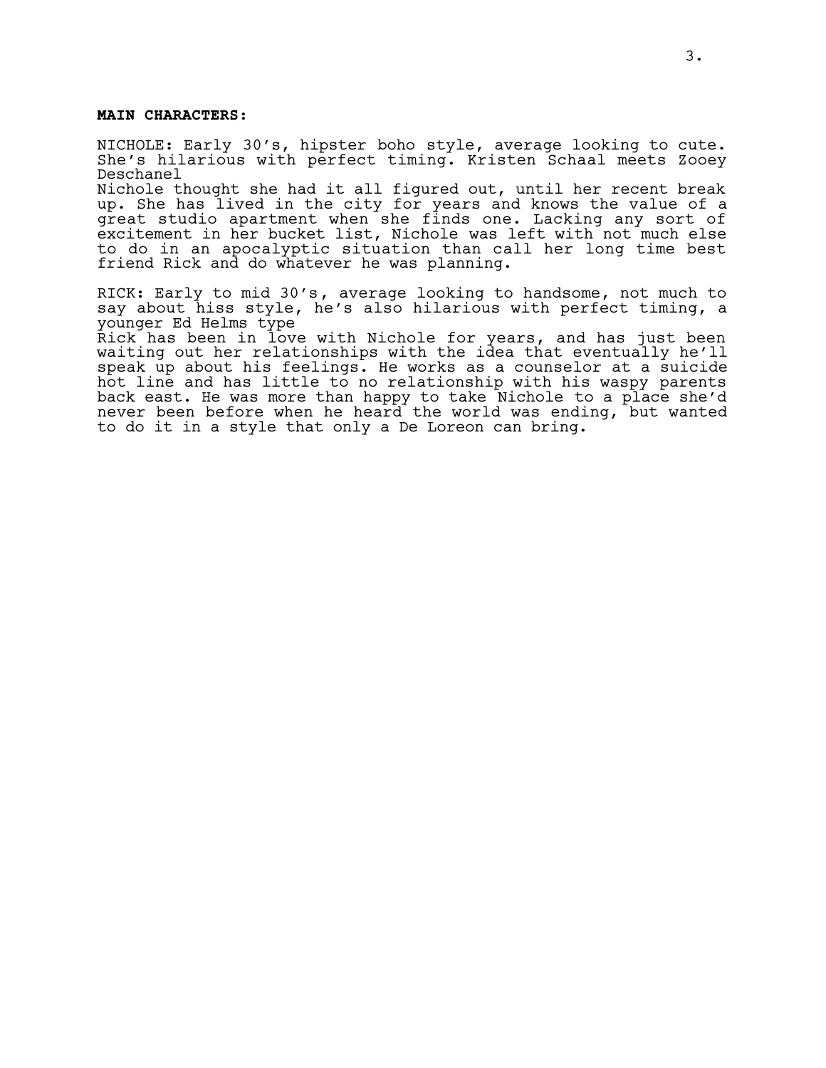**MAIN CHARACTERS:**

NICHOLE: Early 30's, hipster boho style, average looking to cute. She's hilarious with perfect timing. Kristen Schaal meets Zooey Deschanel
Nichole thought she had it all figured out, until her recent break up. She has lived in the city for years and knows the value of a great studio apartment when she finds one. Lacking any sort of excitement in her bucket list, Nichole was left with not much else to do in an apocalyptic situation than call her long time best friend Rick and do whatever he was planning.

RICK: Early to mid 30's, average looking to handsome, not much to say about hiss style, he's also hilarious with perfect timing, a younger Ed Helms type
Rick has been in love with Nichole for years, and has just been waiting out her relationships with the idea that eventually he'll speak up about his feelings. He works as a counselor at a suicide hot line and has little to no relationship with his waspy parents back east. He was more than happy to take Nichole to a place she'd never been before when he heard the world was ending, but wanted to do it in a style that only a De Loreon can bring.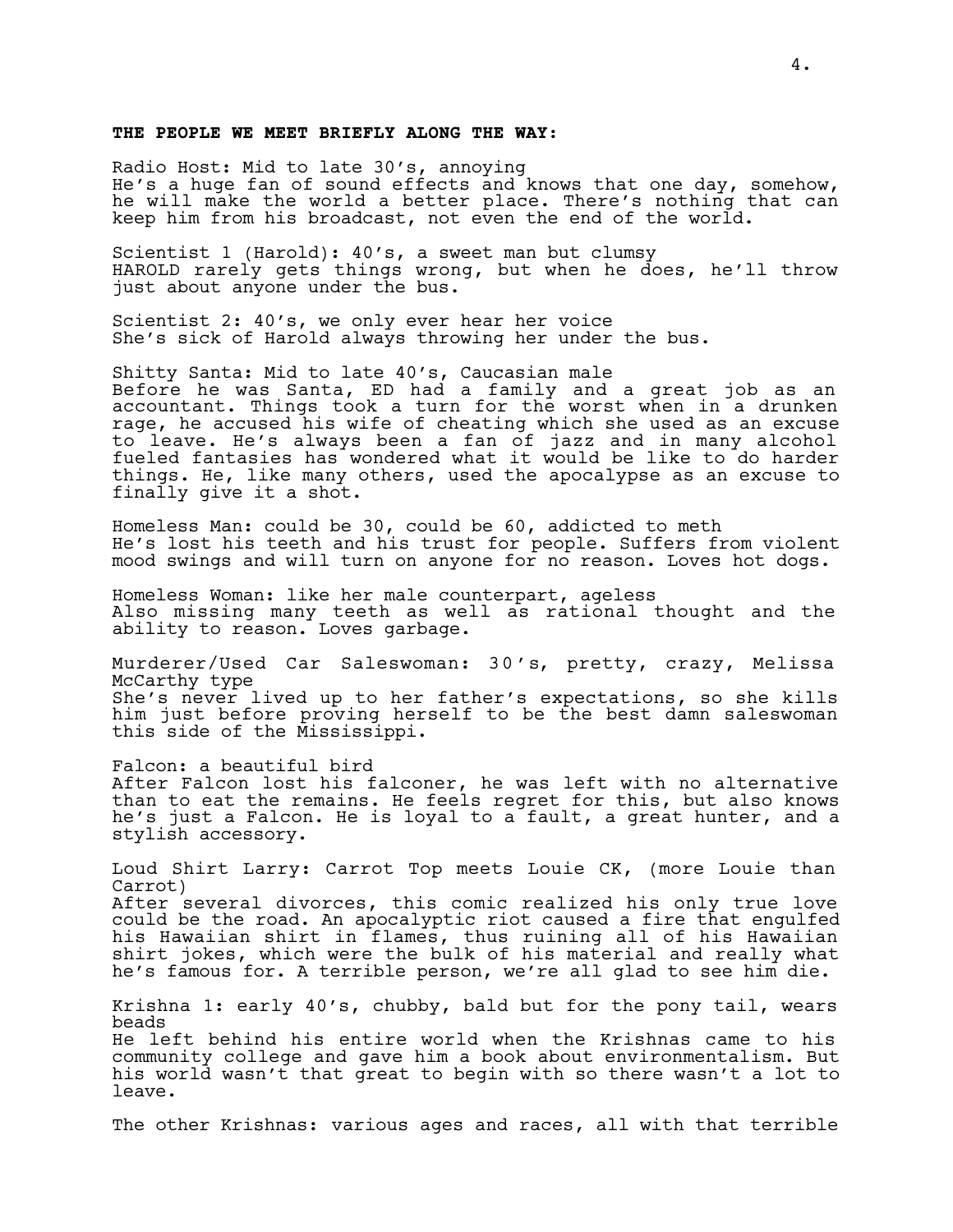**THE PEOPLE WE MEET BRIEFLY ALONG THE WAY:**

Radio Host: Mid to late 30's, annoying
He's a huge fan of sound effects and knows that one day, somehow, he will make the world a better place. There's nothing that can keep him from his broadcast, not even the end of the world.

Scientist 1 (Harold): 40's, a sweet man but clumsy
HAROLD rarely gets things wrong, but when he does, he'll throw just about anyone under the bus.

Scientist 2: 40's, we only ever hear her voice
She's sick of Harold always throwing her under the bus.

Shitty Santa: Mid to late 40's, Caucasian male
Before he was Santa, ED had a family and a great job as an accountant. Things took a turn for the worst when in a drunken rage, he accused his wife of cheating which she used as an excuse to leave. He's always been a fan of jazz and in many alcohol fueled fantasies has wondered what it would be like to do harder things. He, like many others, used the apocalypse as an excuse to finally give it a shot.

Homeless Man: could be 30, could be 60, addicted to meth
He's lost his teeth and his trust for people. Suffers from violent mood swings and will turn on anyone for no reason. Loves hot dogs.

Homeless Woman: like her male counterpart, ageless
Also missing many teeth as well as rational thought and the ability to reason. Loves garbage.

Murderer/Used Car Saleswoman: 30's, pretty, crazy, Melissa McCarthy type
She's never lived up to her father's expectations, so she kills him just before proving herself to be the best damn saleswoman this side of the Mississippi.

Falcon: a beautiful bird
After Falcon lost his falconer, he was left with no alternative than to eat the remains. He feels regret for this, but also knows he's just a Falcon. He is loyal to a fault, a great hunter, and a stylish accessory.

Loud Shirt Larry: Carrot Top meets Louie CK, (more Louie than Carrot)
After several divorces, this comic realized his only true love could be the road. An apocalyptic riot caused a fire that engulfed his Hawaiian shirt in flames, thus ruining all of his Hawaiian shirt jokes, which were the bulk of his material and really what he's famous for. A terrible person, we're all glad to see him die.

Krishna 1: early 40's, chubby, bald but for the pony tail, wears beads
He left behind his entire world when the Krishnas came to his community college and gave him a book about environmentalism. But his world wasn't that great to begin with so there wasn't a lot to leave.

The other Krishnas: various ages and races, all with that terrible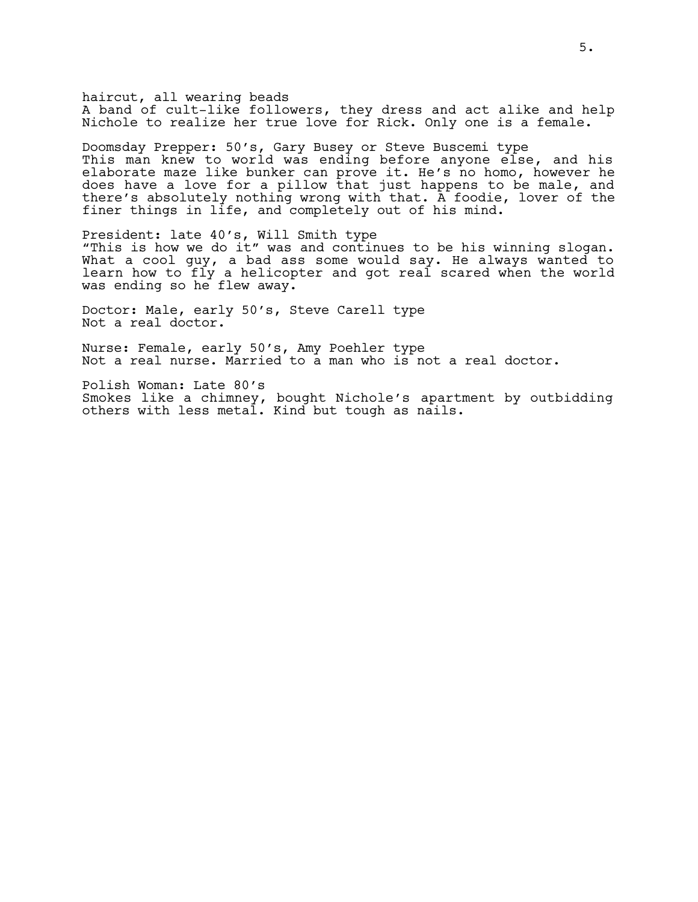haircut, all wearing beads
A band of cult-like followers, they dress and act alike and help Nichole to realize her true love for Rick. Only one is a female.

Doomsday Prepper: 50's, Gary Busey or Steve Buscemi type
This man knew to world was ending before anyone else, and his elaborate maze like bunker can prove it. He's no homo, however he does have a love for a pillow that just happens to be male, and there's absolutely nothing wrong with that. A foodie, lover of the finer things in life, and completely out of his mind.

President: late 40's, Will Smith type
"This is how we do it" was and continues to be his winning slogan. What a cool guy, a bad ass some would say. He always wanted to learn how to fly a helicopter and got real scared when the world was ending so he flew away.

Doctor: Male, early 50's, Steve Carell type
Not a real doctor.

Nurse: Female, early 50's, Amy Poehler type
Not a real nurse. Married to a man who is not a real doctor.

Polish Woman: Late 80's
Smokes like a chimney, bought Nichole's apartment by outbidding others with less metal. Kind but tough as nails.